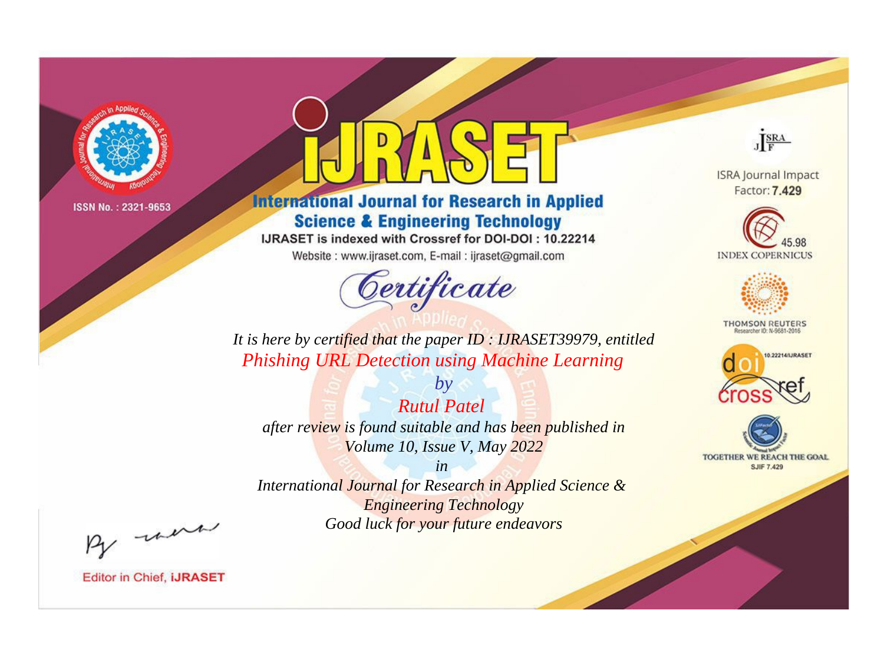ISSN No. : 2321-9653

# IJRASET

## International Journal for Research in Applied Science & Engineering Technology

IJRASET is indexed with Crossref for DOI-DOI : 10.22214

Website : www.ijraset.com, E-mail : ijraset@gmail.com

ISRA Journal Impact Factor: **7.429**

45.98 INDEX COPERNICUS

THOMSON REUTERS Researcher ID: N-9681-2016

10.22214/IJRASET

TOGETHER WE REACH THE GOAL SJIF 7.429

# *Certificate*

*It is here by certified that the paper ID : IJRASET39979, entitled*

*Phishing URL Detection using Machine Learning*

*by*

*Rutul Patel*

*after review is found suitable and has been published in*

*Volume 10, Issue V, May 2022*

*in*

*International Journal for Research in Applied Science & Engineering Technology*

*Good luck for your future endeavors*

Editor in Chief, **iJRASET**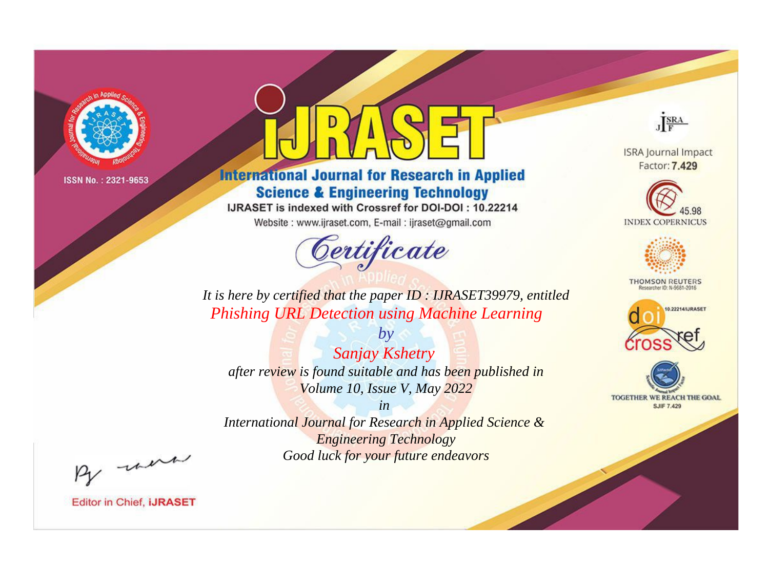ISSN No. : 2321-9653

# iJRASET

## International Journal for Research in Applied Science & Engineering Technology

IJRASET is indexed with Crossref for DOI-DOI : 10.22214

Website : www.ijraset.com, E-mail : ijraset@gmail.com

# Certificate

*It is here by certified that the paper ID : IJRASET39979, entitled*

*Phishing URL Detection using Machine Learning*

*by*

*Sanjay Kshetry*

*after review is found suitable and has been published in*

*Volume 10, Issue V, May 2022*

*in*

*International Journal for Research in Applied Science & Engineering Technology*

*Good luck for your future endeavors*

ISRA Journal Impact Factor: **7.429**

45.98 INDEX COPERNICUS

THOMSON REUTERS Researcher ID: N-9681-2016

10.22214/IJRASET

TOGETHER WE REACH THE GOAL SJIF 7.429

Editor in Chief, **iJRASET**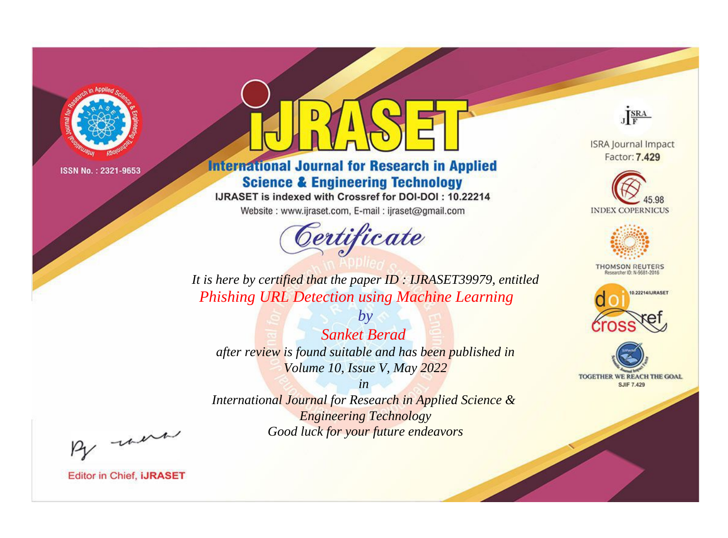ISSN No. : 2321-9653

# iJRASET

## International Journal for Research in Applied Science & Engineering Technology

IJRASET is indexed with Crossref for DOI-DOI : 10.22214

Website : www.ijraset.com, E-mail : ijraset@gmail.com

ISRA Journal Impact Factor: **7.429**

45.98 INDEX COPERNICUS

THOMSON REUTERS Researcher ID: N-9681-2016

10.22214/IJRASET

TOGETHER WE REACH THE GOAL SJIF 7.429

# *Certificate*

*It is here by certified that the paper ID : IJRASET39979, entitled*

*Phishing URL Detection using Machine Learning*

*by*

*Sanket Berad*

*after review is found suitable and has been published in*

*Volume 10, Issue V, May 2022*

*in*

*International Journal for Research in Applied Science & Engineering Technology*

*Good luck for your future endeavors*

Editor in Chief, **iJRASET**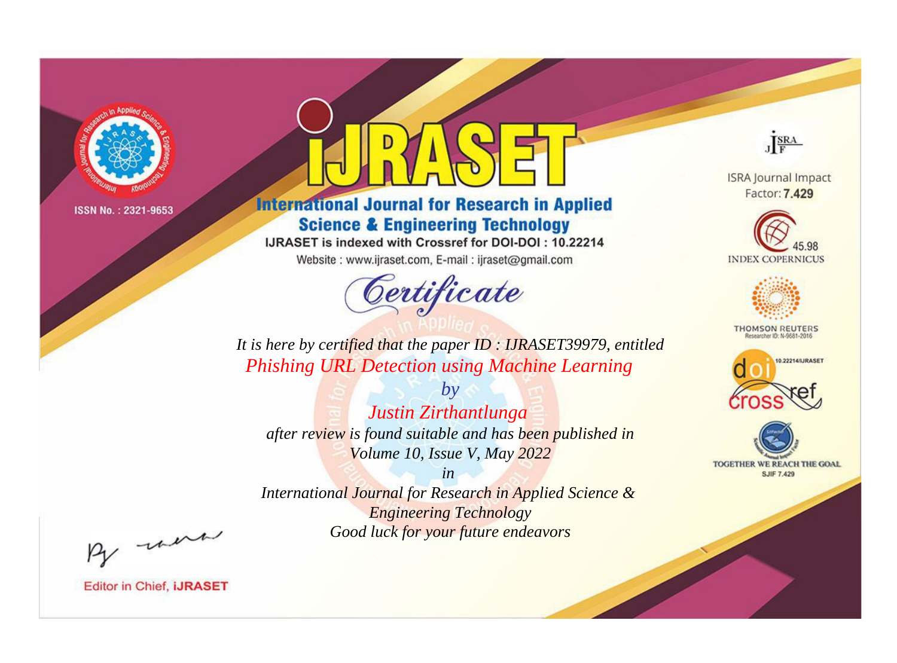ISSN No. : 2321-9653

# IJRASET

## International Journal for Research in Applied Science & Engineering Technology

IJRASET is indexed with Crossref for DOI-DOI : 10.22214

Website : www.ijraset.com, E-mail : ijraset@gmail.com

*Certificate*

*It is here by certified that the paper ID : IJRASET39979, entitled*

*Phishing URL Detection using Machine Learning*

*by*

*Justin Zirthantlunga*

*after review is found suitable and has been published in*

*Volume 10, Issue V, May 2022*

*in*

*International Journal for Research in Applied Science & Engineering Technology*

*Good luck for your future endeavors*

ISRA Journal Impact Factor: **7.429**

45.98 INDEX COPERNICUS

THOMSON REUTERS Researcher ID: N-9681-2016

10.22214/IJRASET

TOGETHER WE REACH THE GOAL SJIF 7.429

Editor in Chief, **iJRASET**